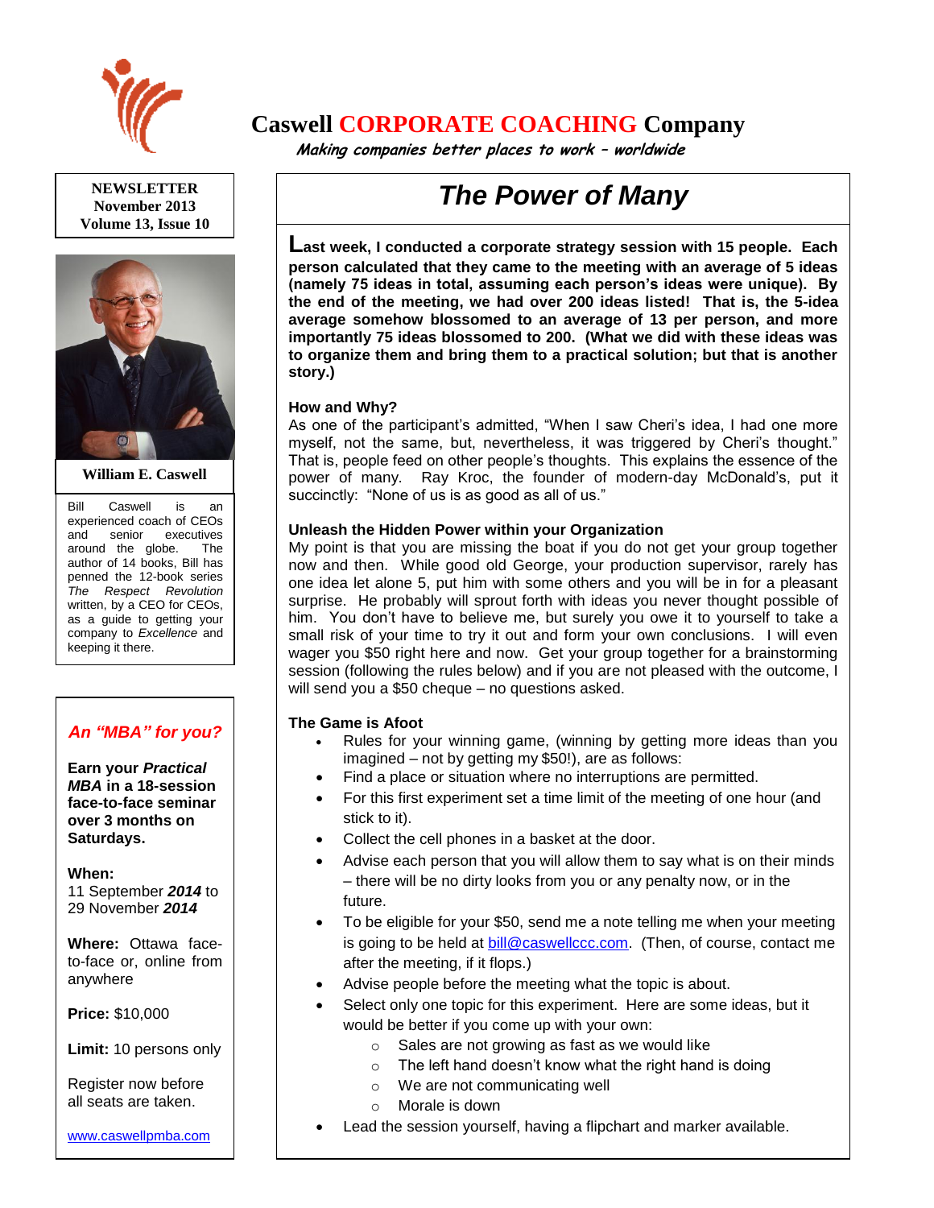# Caswell CORPORATE COACHING Company

*Making companies better places to work – worldwide*

**NEWSLETTER**
**November 2013**
**Volume 13, Issue 10**

**William E. Caswell**

Bill Caswell is an experienced coach of CEOs and senior executives around the globe. The author of 14 books, Bill has penned the 12-book series *The Respect Revolution* written, by a CEO for CEOs, as a guide to getting your company to *Excellence* and keeping it there.

## *An "MBA" for you?*

**Earn your *Practical MBA* in a 18-session face-to-face seminar over 3 months on Saturdays.**

**When:**
11 September ***2014*** to 29 November ***2014***

**Where:** Ottawa face-to-face or, online from anywhere

**Price:** $10,000

**Limit:** 10 persons only

Register now before all seats are taken.

www.caswellpmba.com

# *The Power of Many*

**Last week, I conducted a corporate strategy session with 15 people. Each person calculated that they came to the meeting with an average of 5 ideas (namely 75 ideas in total, assuming each person's ideas were unique). By the end of the meeting, we had over 200 ideas listed! That is, the 5-idea average somehow blossomed to an average of 13 per person, and more importantly 75 ideas blossomed to 200. (What we did with these ideas was to organize them and bring them to a practical solution; but that is another story.)**

### How and Why?

As one of the participant's admitted, "When I saw Cheri's idea, I had one more myself, not the same, but, nevertheless, it was triggered by Cheri's thought." That is, people feed on other people's thoughts. This explains the essence of the power of many. Ray Kroc, the founder of modern-day McDonald's, put it succinctly: "None of us is as good as all of us."

### Unleash the Hidden Power within your Organization

My point is that you are missing the boat if you do not get your group together now and then. While good old George, your production supervisor, rarely has one idea let alone 5, put him with some others and you will be in for a pleasant surprise. He probably will sprout forth with ideas you never thought possible of him. You don't have to believe me, but surely you owe it to yourself to take a small risk of your time to try it out and form your own conclusions. I will even wager you $50 right here and now. Get your group together for a brainstorming session (following the rules below) and if you are not pleased with the outcome, I will send you a $50 cheque – no questions asked.

### The Game is Afoot

- Rules for your winning game, (winning by getting more ideas than you imagined – not by getting my $50!), are as follows:
- Find a place or situation where no interruptions are permitted.
- For this first experiment set a time limit of the meeting of one hour (and stick to it).
- Collect the cell phones in a basket at the door.
- Advise each person that you will allow them to say what is on their minds – there will be no dirty looks from you or any penalty now, or in the future.
- To be eligible for your $50, send me a note telling me when your meeting is going to be held at bill@caswellccc.com. (Then, of course, contact me after the meeting, if it flops.)
- Advise people before the meeting what the topic is about.
- Select only one topic for this experiment. Here are some ideas, but it would be better if you come up with your own:
  - Sales are not growing as fast as we would like
  - The left hand doesn't know what the right hand is doing
  - We are not communicating well
  - Morale is down
- Lead the session yourself, having a flipchart and marker available.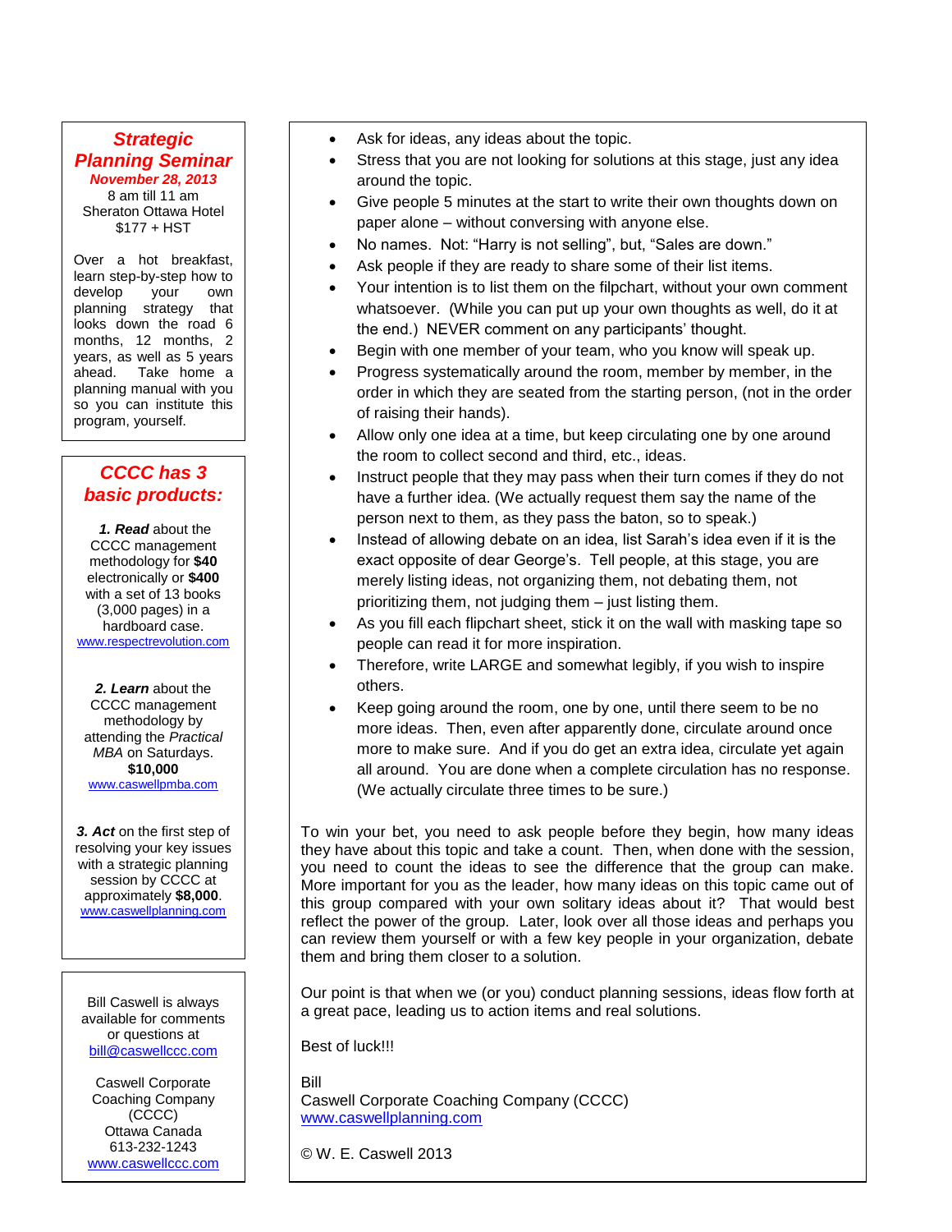- Ask for ideas, any ideas about the topic.
- Stress that you are not looking for solutions at this stage, just any idea around the topic.
- Give people 5 minutes at the start to write their own thoughts down on paper alone – without conversing with anyone else.
- No names. Not: "Harry is not selling", but, "Sales are down."
- Ask people if they are ready to share some of their list items.
- Your intention is to list them on the filpchart, without your own comment whatsoever. (While you can put up your own thoughts as well, do it at the end.) NEVER comment on any participants' thought.
- Begin with one member of your team, who you know will speak up.
- Progress systematically around the room, member by member, in the order in which they are seated from the starting person, (not in the order of raising their hands).
- Allow only one idea at a time, but keep circulating one by one around the room to collect second and third, etc., ideas.
- Instruct people that they may pass when their turn comes if they do not have a further idea. (We actually request them say the name of the person next to them, as they pass the baton, so to speak.)
- Instead of allowing debate on an idea, list Sarah's idea even if it is the exact opposite of dear George's. Tell people, at this stage, you are merely listing ideas, not organizing them, not debating them, not prioritizing them, not judging them – just listing them.
- As you fill each flipchart sheet, stick it on the wall with masking tape so people can read it for more inspiration.
- Therefore, write LARGE and somewhat legibly, if you wish to inspire others.
- Keep going around the room, one by one, until there seem to be no more ideas. Then, even after apparently done, circulate around once more to make sure. And if you do get an extra idea, circulate yet again all around. You are done when a complete circulation has no response. (We actually circulate three times to be sure.)

To win your bet, you need to ask people before they begin, how many ideas they have about this topic and take a count. Then, when done with the session, you need to count the ideas to see the difference that the group can make. More important for you as the leader, how many ideas on this topic came out of this group compared with your own solitary ideas about it? That would best reflect the power of the group. Later, look over all those ideas and perhaps you can review them yourself or with a few key people in your organization, debate them and bring them closer to a solution.

Our point is that when we (or you) conduct planning sessions, ideas flow forth at a great pace, leading us to action items and real solutions.

Best of luck!!!

Bill
Caswell Corporate Coaching Company (CCCC)
www.caswellplanning.com

© W. E. Caswell 2013

## Strategic Planning Seminar

***November 28, 2013***

8 am till 11 am
Sheraton Ottawa Hotel
$177 + HST

Over a hot breakfast, learn step-by-step how to develop your own planning strategy that looks down the road 6 months, 12 months, 2 years, as well as 5 years ahead. Take home a planning manual with you so you can institute this program, yourself.

## CCCC has 3 basic products:

***1. Read*** about the CCCC management methodology for **$40** electronically or **$400** with a set of 13 books (3,000 pages) in a hardboard case.
www.respectrevolution.com

***2. Learn*** about the CCCC management methodology by attending the *Practical MBA* on Saturdays.
**$10,000**
www.caswellpmba.com

***3. Act*** on the first step of resolving your key issues with a strategic planning session by CCCC at approximately **$8,000**.
www.caswellplanning.com

Bill Caswell is always available for comments or questions at
bill@caswellccc.com

Caswell Corporate Coaching Company (CCCC)
Ottawa Canada
613-232-1243
www.caswellccc.com